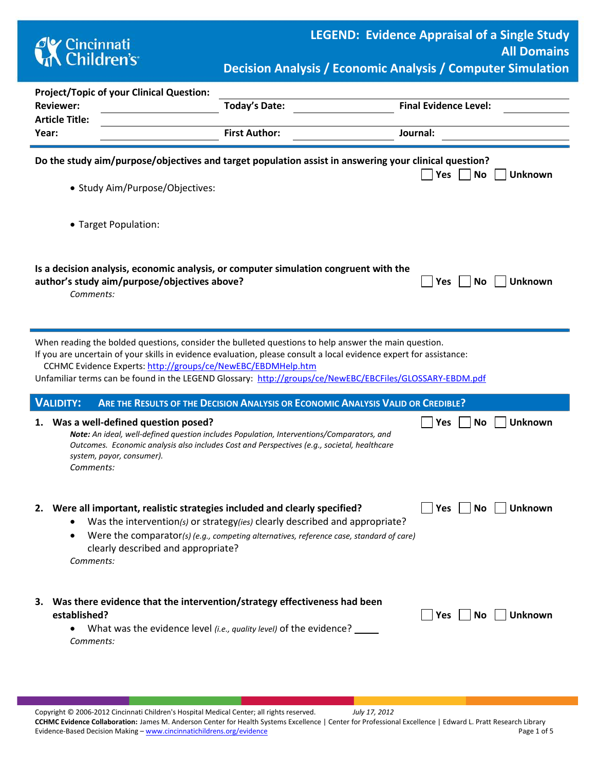# LEGEND: Evidence Appraisal of a Single Study

## All Domains

## Decision Analysis / Economic Analysis / Computer Simulation

**Project/Topic of your Clinical Question:** ______________________________

**Reviewer:** ______________ **Today's Date:** ______________ **Final Evidence Level:** ______________

**Article Title:** ______________________________

**Year:** ______________ **First Author:** ______________ **Journal:** ______________

**Do the study aim/purpose/objectives and target population assist in answering your clinical question?** ☐ Yes ☐ No ☐ Unknown

- Study Aim/Purpose/Objectives:

- Target Population:

**Is a decision analysis, economic analysis, or computer simulation congruent with the author's study aim/purpose/objectives above?** ☐ Yes ☐ No ☐ Unknown

*Comments:*

---

When reading the bolded questions, consider the bulleted questions to help answer the main question.
If you are uncertain of your skills in evidence evaluation, please consult a local evidence expert for assistance:
CCHMC Evidence Experts: http://groups/ce/NewEBC/EBDMHelp.htm
Unfamiliar terms can be found in the LEGEND Glossary: http://groups/ce/NewEBC/EBCFiles/GLOSSARY-EBDM.pdf

## VALIDITY: ARE THE RESULTS OF THE DECISION ANALYSIS OR ECONOMIC ANALYSIS VALID OR CREDIBLE?

**1. Was a well-defined question posed?** ☐ Yes ☐ No ☐ Unknown

***Note:*** *An ideal, well-defined question includes Population, Interventions/Comparators, and Outcomes. Economic analysis also includes Cost and Perspectives (e.g., societal, healthcare system, payor, consumer).*

*Comments:*

**2. Were all important, realistic strategies included and clearly specified?** ☐ Yes ☐ No ☐ Unknown

- Was the intervention*(s)* or strategy*(ies)* clearly described and appropriate?
- Were the comparator*(s) (e.g., competing alternatives, reference case, standard of care)* clearly described and appropriate?

*Comments:*

**3. Was there evidence that the intervention/strategy effectiveness had been established?** ☐ Yes ☐ No ☐ Unknown

- What was the evidence level *(i.e., quality level)* of the evidence? _____

*Comments:*

Copyright © 2006-2012 Cincinnati Children's Hospital Medical Center; all rights reserved. *July 17, 2012*
**CCHMC Evidence Collaboration:** James M. Anderson Center for Health Systems Excellence | Center for Professional Excellence | Edward L. Pratt Research Library
Evidence-Based Decision Making – www.cincinnatichildrens.org/evidence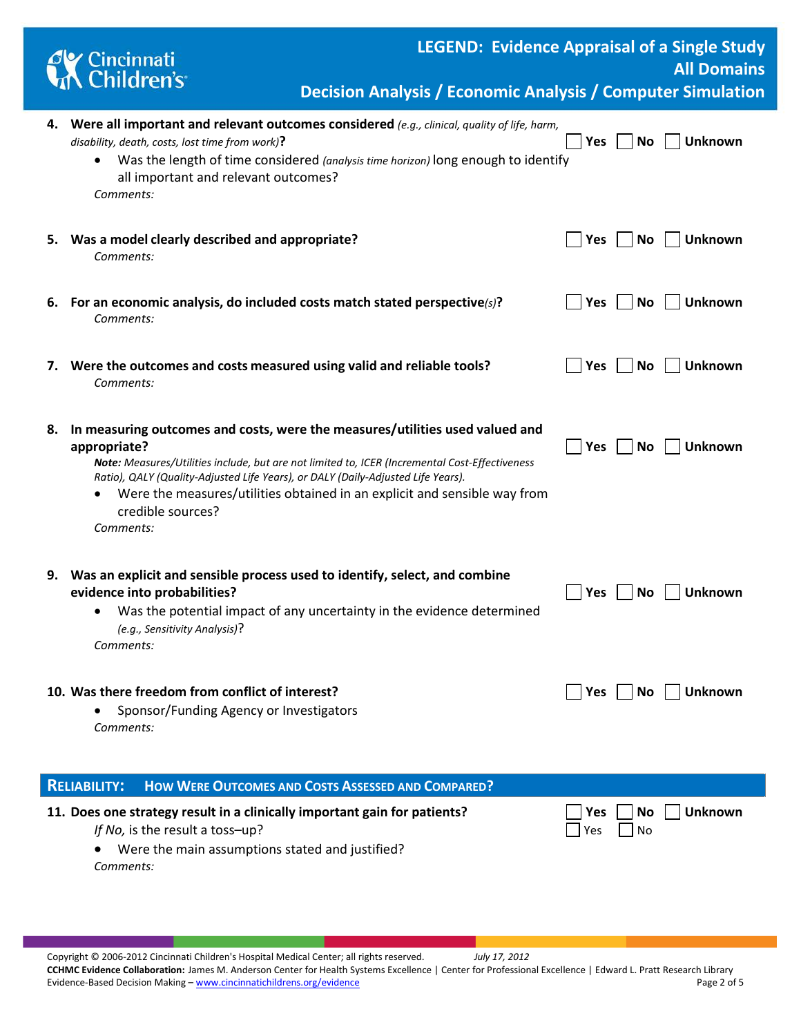4. **Were all important and relevant outcomes considered** *(e.g., clinical, quality of life, harm, disability, death, costs, lost time from work)*? ☐ Yes ☐ No ☐ Unknown
   - Was the length of time considered *(analysis time horizon)* long enough to identify all important and relevant outcomes?

   *Comments:*

5. **Was a model clearly described and appropriate?** ☐ Yes ☐ No ☐ Unknown

   *Comments:*

6. **For an economic analysis, do included costs match stated perspective***(s)***?** ☐ Yes ☐ No ☐ Unknown

   *Comments:*

7. **Were the outcomes and costs measured using valid and reliable tools?** ☐ Yes ☐ No ☐ Unknown

   *Comments:*

8. **In measuring outcomes and costs, were the measures/utilities used valued and appropriate?** ☐ Yes ☐ No ☐ Unknown

   ***Note:*** *Measures/Utilities include, but are not limited to, ICER (Incremental Cost-Effectiveness Ratio), QALY (Quality-Adjusted Life Years), or DALY (Daily-Adjusted Life Years).*
   - Were the measures/utilities obtained in an explicit and sensible way from credible sources?

   *Comments:*

9. **Was an explicit and sensible process used to identify, select, and combine evidence into probabilities?** ☐ Yes ☐ No ☐ Unknown
   - Was the potential impact of any uncertainty in the evidence determined *(e.g., Sensitivity Analysis)*?

   *Comments:*

10. **Was there freedom from conflict of interest?** ☐ Yes ☐ No ☐ Unknown
    - Sponsor/Funding Agency or Investigators

    *Comments:*

## RELIABILITY: HOW WERE OUTCOMES AND COSTS ASSESSED AND COMPARED?

11. **Does one strategy result in a clinically important gain for patients?** ☐ Yes ☐ No ☐ Unknown

    *If No,* is the result a toss–up? ☐ Yes ☐ No
    - Were the main assumptions stated and justified?

    *Comments:*

Copyright © 2006-2012 Cincinnati Children's Hospital Medical Center; all rights reserved. *July 17, 2012*

**CCHMC Evidence Collaboration:** James M. Anderson Center for Health Systems Excellence | Center for Professional Excellence | Edward L. Pratt Research Library

Evidence-Based Decision Making – www.cincinnatichildrens.org/evidence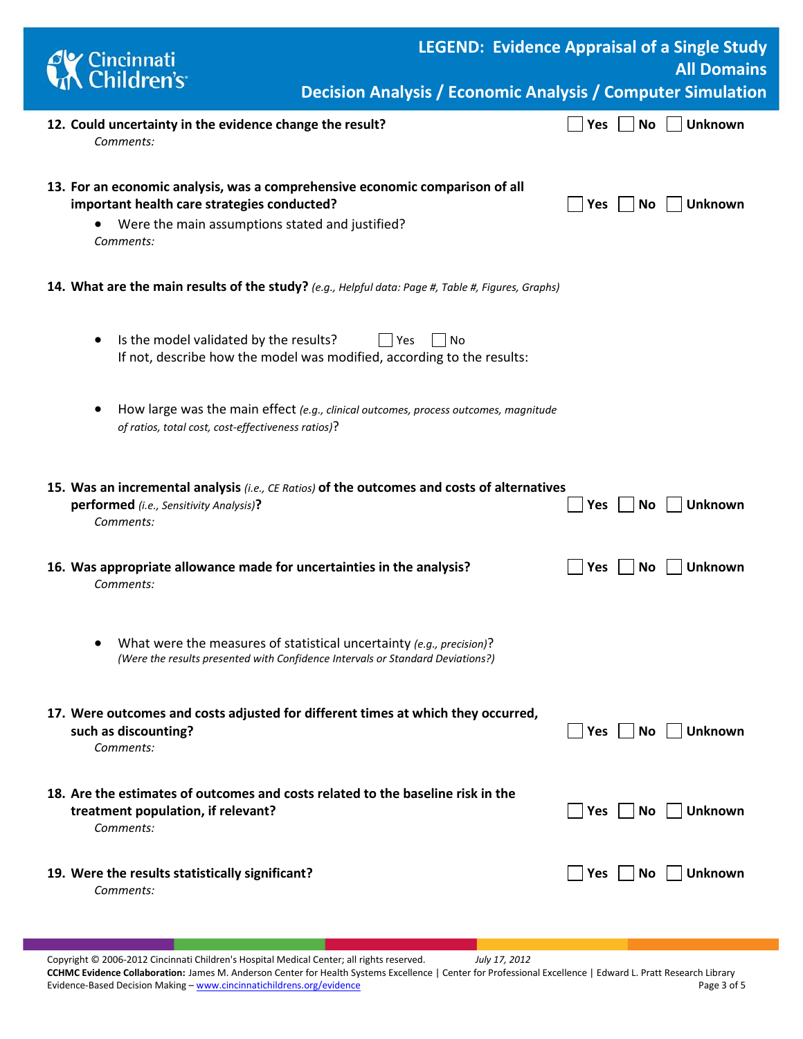**12. Could uncertainty in the evidence change the result?** ☐ Yes ☐ No ☐ Unknown

*Comments:*

**13. For an economic analysis, was a comprehensive economic comparison of all important health care strategies conducted?** ☐ Yes ☐ No ☐ Unknown

- Were the main assumptions stated and justified?

*Comments:*

**14. What are the main results of the study?** *(e.g., Helpful data: Page #, Table #, Figures, Graphs)*

- Is the model validated by the results? ☐ Yes ☐ No
  If not, describe how the model was modified, according to the results:

- How large was the main effect *(e.g., clinical outcomes, process outcomes, magnitude of ratios, total cost, cost-effectiveness ratios)*?

**15. Was an incremental analysis** *(i.e., CE Ratios)* **of the outcomes and costs of alternatives performed** *(i.e., Sensitivity Analysis)***?** ☐ Yes ☐ No ☐ Unknown

*Comments:*

**16. Was appropriate allowance made for uncertainties in the analysis?** ☐ Yes ☐ No ☐ Unknown

*Comments:*

- What were the measures of statistical uncertainty *(e.g., precision)*?
  *(Were the results presented with Confidence Intervals or Standard Deviations?)*

**17. Were outcomes and costs adjusted for different times at which they occurred, such as discounting?** ☐ Yes ☐ No ☐ Unknown

*Comments:*

**18. Are the estimates of outcomes and costs related to the baseline risk in the treatment population, if relevant?** ☐ Yes ☐ No ☐ Unknown

*Comments:*

**19. Were the results statistically significant?** ☐ Yes ☐ No ☐ Unknown

*Comments:*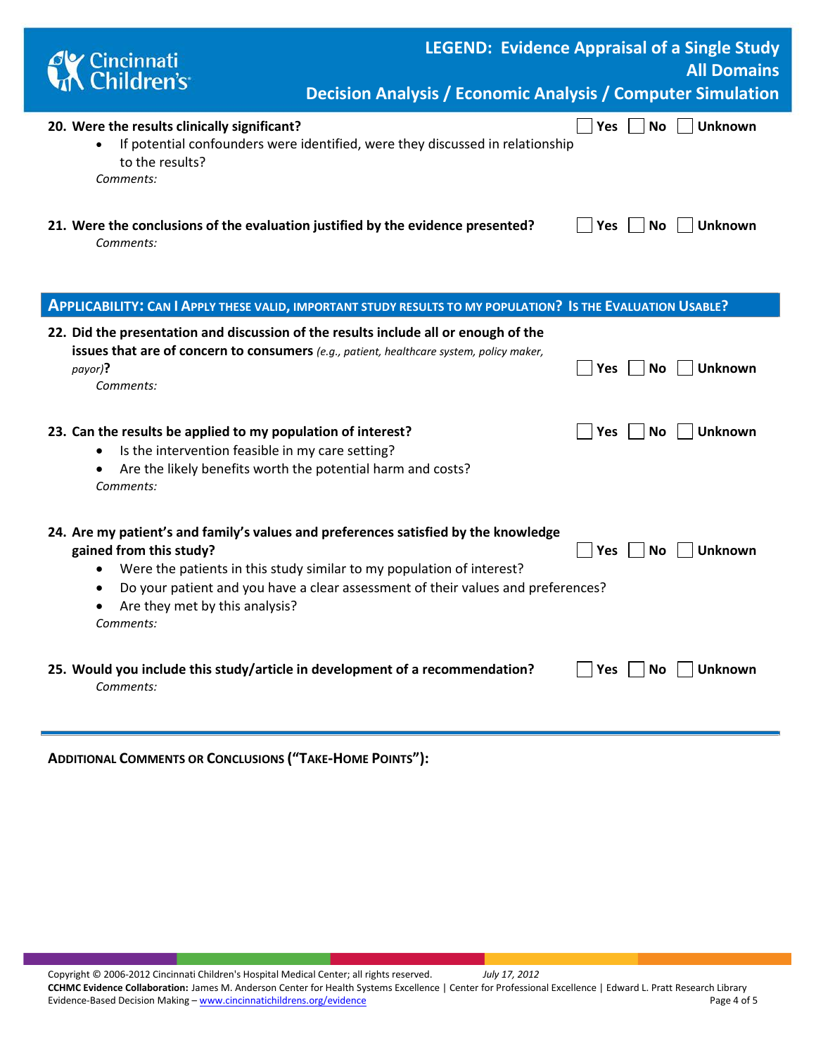**20. Were the results clinically significant?** ☐ Yes ☐ No ☐ Unknown

- If potential confounders were identified, were they discussed in relationship to the results?

*Comments:*

**21. Were the conclusions of the evaluation justified by the evidence presented?** ☐ Yes ☐ No ☐ Unknown

*Comments:*

## APPLICABILITY: CAN I APPLY THESE VALID, IMPORTANT STUDY RESULTS TO MY POPULATION? IS THE EVALUATION USABLE?

**22. Did the presentation and discussion of the results include all or enough of the issues that are of concern to consumers** *(e.g., patient, healthcare system, policy maker, payor)***?** ☐ Yes ☐ No ☐ Unknown

*Comments:*

**23. Can the results be applied to my population of interest?** ☐ Yes ☐ No ☐ Unknown

- Is the intervention feasible in my care setting?
- Are the likely benefits worth the potential harm and costs?

*Comments:*

**24. Are my patient's and family's values and preferences satisfied by the knowledge gained from this study?** ☐ Yes ☐ No ☐ Unknown

- Were the patients in this study similar to my population of interest?
- Do your patient and you have a clear assessment of their values and preferences?
- Are they met by this analysis?

*Comments:*

**25. Would you include this study/article in development of a recommendation?** ☐ Yes ☐ No ☐ Unknown

*Comments:*

---

**ADDITIONAL COMMENTS OR CONCLUSIONS ("TAKE-HOME POINTS"):**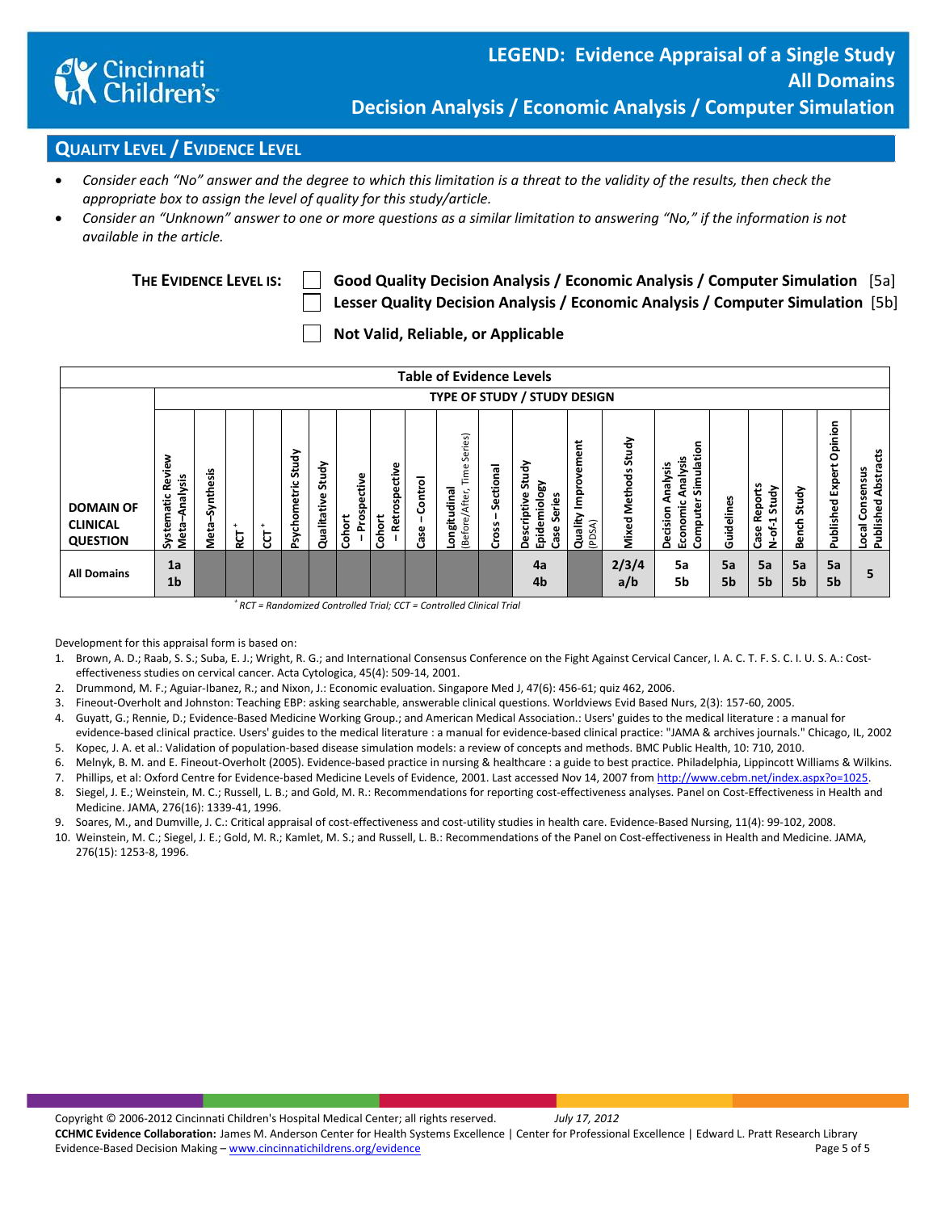# LEGEND: Evidence Appraisal of a Single Study
## All Domains
## Decision Analysis / Economic Analysis / Computer Simulation

## QUALITY LEVEL / EVIDENCE LEVEL

- *Consider each "No" answer and the degree to which this limitation is a threat to the validity of the results, then check the appropriate box to assign the level of quality for this study/article.*
- *Consider an "Unknown" answer to one or more questions as a similar limitation to answering "No," if the information is not available in the article.*

**THE EVIDENCE LEVEL IS:**

☐ **Good Quality Decision Analysis / Economic Analysis / Computer Simulation** [5a]

☐ **Lesser Quality Decision Analysis / Economic Analysis / Computer Simulation** [5b]

☐ **Not Valid, Reliable, or Applicable**

**Table of Evidence Levels**

| DOMAIN OF CLINICAL QUESTION | TYPE OF STUDY / STUDY DESIGN | | | | | | | | | | | | | | | | | | | | |
|---|---|---|---|---|---|---|---|---|---|---|---|---|---|---|---|---|---|---|---|---|---|
| | Systematic Review Meta–Analysis | Meta–Synthesis | RCT[+] | CCT[+] | Psychometric Study | Qualitative Study | Cohort – Prospective | Cohort – Retrospective | Case – Control | Longitudinal (Before/After, Time Series) | Cross – Sectional | Descriptive Study Epidemiology Case Series | Quality Improvement (PDSA) | Mixed Methods Study | Decision Analysis Economic Analysis Computer Simulation | Guidelines | Case Reports N-of-1 Study | Bench Study | Published Expert Opinion | Local Consensus Published Abstracts |
| **All Domains** | **1a 1b** | | | | | | | | | | | **4a 4b** | | **2/3/4 a/b** | **5a 5b** | **5a 5b** | **5a 5b** | **5a 5b** | **5a 5b** | **5** |

*[+] RCT = Randomized Controlled Trial; CCT = Controlled Clinical Trial*

Development for this appraisal form is based on:

1. Brown, A. D.; Raab, S. S.; Suba, E. J.; Wright, R. G.; and International Consensus Conference on the Fight Against Cervical Cancer, I. A. C. T. F. S. C. I. U. S. A.: Cost-effectiveness studies on cervical cancer. Acta Cytologica, 45(4): 509-14, 2001.
2. Drummond, M. F.; Aguiar-Ibanez, R.; and Nixon, J.: Economic evaluation. Singapore Med J, 47(6): 456-61; quiz 462, 2006.
3. Fineout-Overholt and Johnston: Teaching EBP: asking searchable, answerable clinical questions. Worldviews Evid Based Nurs, 2(3): 157-60, 2005.
4. Guyatt, G.; Rennie, D.; Evidence-Based Medicine Working Group.; and American Medical Association.: Users' guides to the medical literature : a manual for evidence-based clinical practice. Users' guides to the medical literature : a manual for evidence-based clinical practice: "JAMA & archives journals." Chicago, IL, 2002
5. Kopec, J. A. et al.: Validation of population-based disease simulation models: a review of concepts and methods. BMC Public Health, 10: 710, 2010.
6. Melnyk, B. M. and E. Fineout-Overholt (2005). Evidence-based practice in nursing & healthcare : a guide to best practice. Philadelphia, Lippincott Williams & Wilkins.
7. Phillips, et al: Oxford Centre for Evidence-based Medicine Levels of Evidence, 2001. Last accessed Nov 14, 2007 from http://www.cebm.net/index.aspx?o=1025.
8. Siegel, J. E.; Weinstein, M. C.; Russell, L. B.; and Gold, M. R.: Recommendations for reporting cost-effectiveness analyses. Panel on Cost-Effectiveness in Health and Medicine. JAMA, 276(16): 1339-41, 1996.
9. Soares, M., and Dumville, J. C.: Critical appraisal of cost-effectiveness and cost-utility studies in health care. Evidence-Based Nursing, 11(4): 99-102, 2008.
10. Weinstein, M. C.; Siegel, J. E.; Gold, M. R.; Kamlet, M. S.; and Russell, L. B.: Recommendations of the Panel on Cost-effectiveness in Health and Medicine. JAMA, 276(15): 1253-8, 1996.

Copyright © 2006-2012 Cincinnati Children's Hospital Medical Center; all rights reserved. *July 17, 2012*
**CCHMC Evidence Collaboration:** James M. Anderson Center for Health Systems Excellence | Center for Professional Excellence | Edward L. Pratt Research Library
Evidence-Based Decision Making – www.cincinnatichildrens.org/evidence